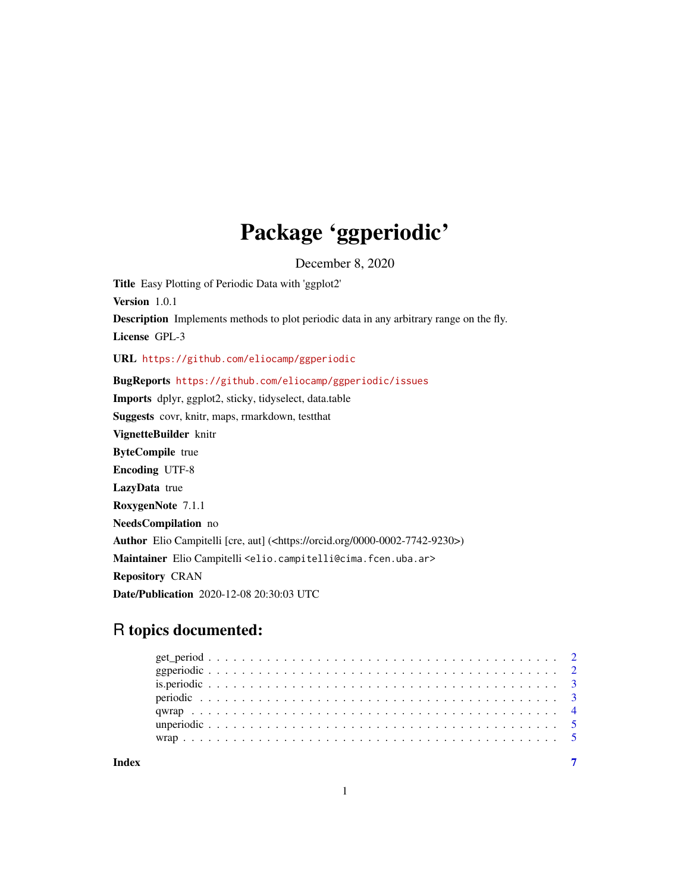# Package 'ggperiodic'

December 8, 2020

**Title** Easy Plotting of Periodic Data with 'ggplot2'

**Version** 1.0.1

**Description** Implements methods to plot periodic data in any arbitrary range on the fly.

**License** GPL-3

**URL** https://github.com/eliocamp/ggperiodic

**BugReports** https://github.com/eliocamp/ggperiodic/issues

**Imports** dplyr, ggplot2, sticky, tidyselect, data.table

**Suggests** covr, knitr, maps, rmarkdown, testthat

**VignetteBuilder** knitr

**ByteCompile** true

**Encoding** UTF-8

**LazyData** true

**RoxygenNote** 7.1.1

**NeedsCompilation** no

**Author** Elio Campitelli [cre, aut] (<https://orcid.org/0000-0002-7742-9230>)

**Maintainer** Elio Campitelli <elio.campitelli@cima.fcen.uba.ar>

**Repository** CRAN

**Date/Publication** 2020-12-08 20:30:03 UTC

## R topics documented:

| | |
|---|---|
| get_period | 2 |
| ggperiodic | 2 |
| is.periodic | 3 |
| periodic | 3 |
| qwrap | 4 |
| unperiodic | 5 |
| wrap | 5 |
| **Index** | **7** |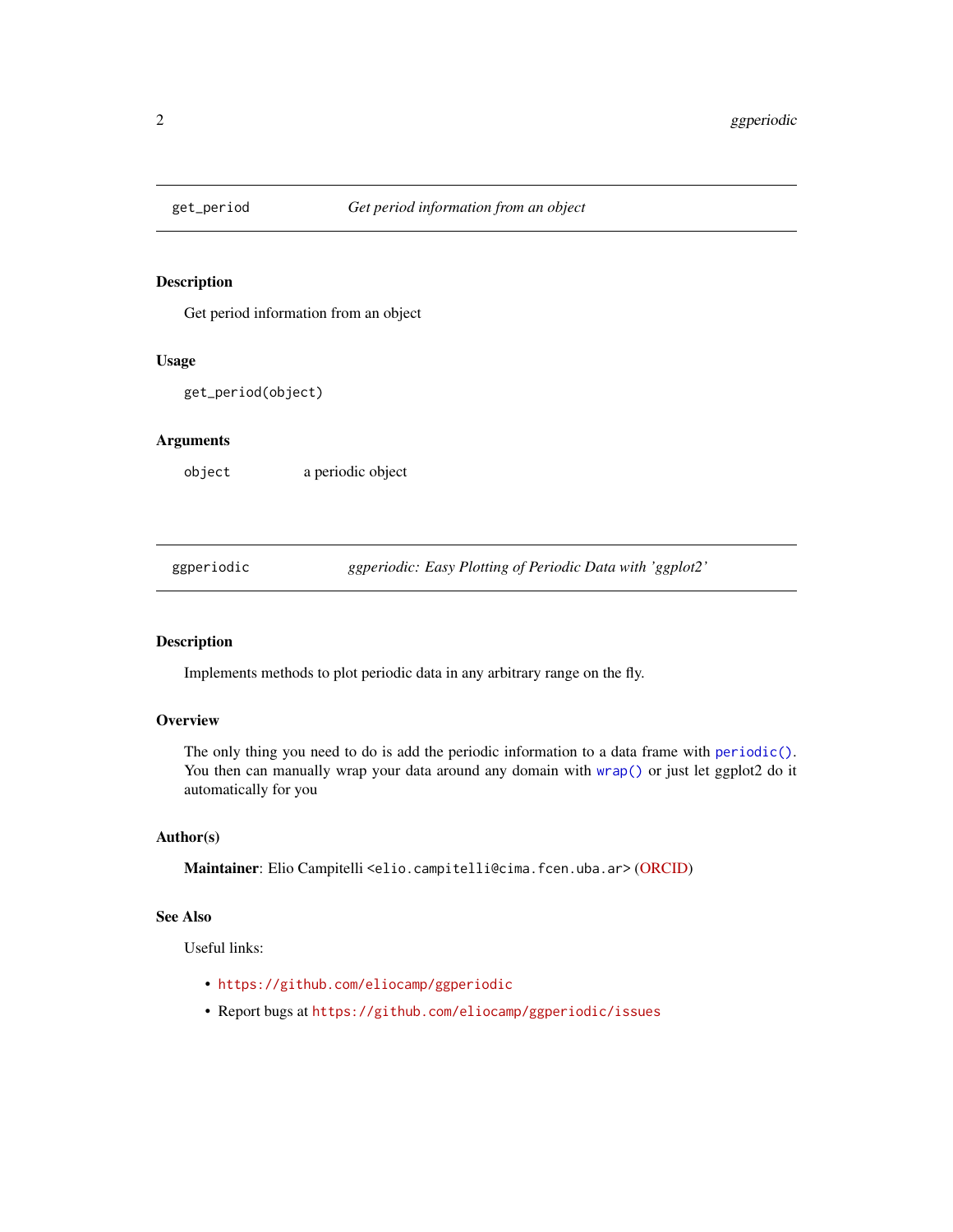## get_period — *Get period information from an object*

### Description

Get period information from an object

### Usage

```
get_period(object)
```

### Arguments

| | |
|---|---|
| `object` | a periodic object |

## ggperiodic — *ggperiodic: Easy Plotting of Periodic Data with 'ggplot2'*

### Description

Implements methods to plot periodic data in any arbitrary range on the fly.

### Overview

The only thing you need to do is add the periodic information to a data frame with `periodic()`. You then can manually wrap your data around any domain with `wrap()` or just let ggplot2 do it automatically for you

### Author(s)

**Maintainer**: Elio Campitelli <elio.campitelli@cima.fcen.uba.ar> (ORCID)

### See Also

Useful links:

- https://github.com/eliocamp/ggperiodic
- Report bugs at https://github.com/eliocamp/ggperiodic/issues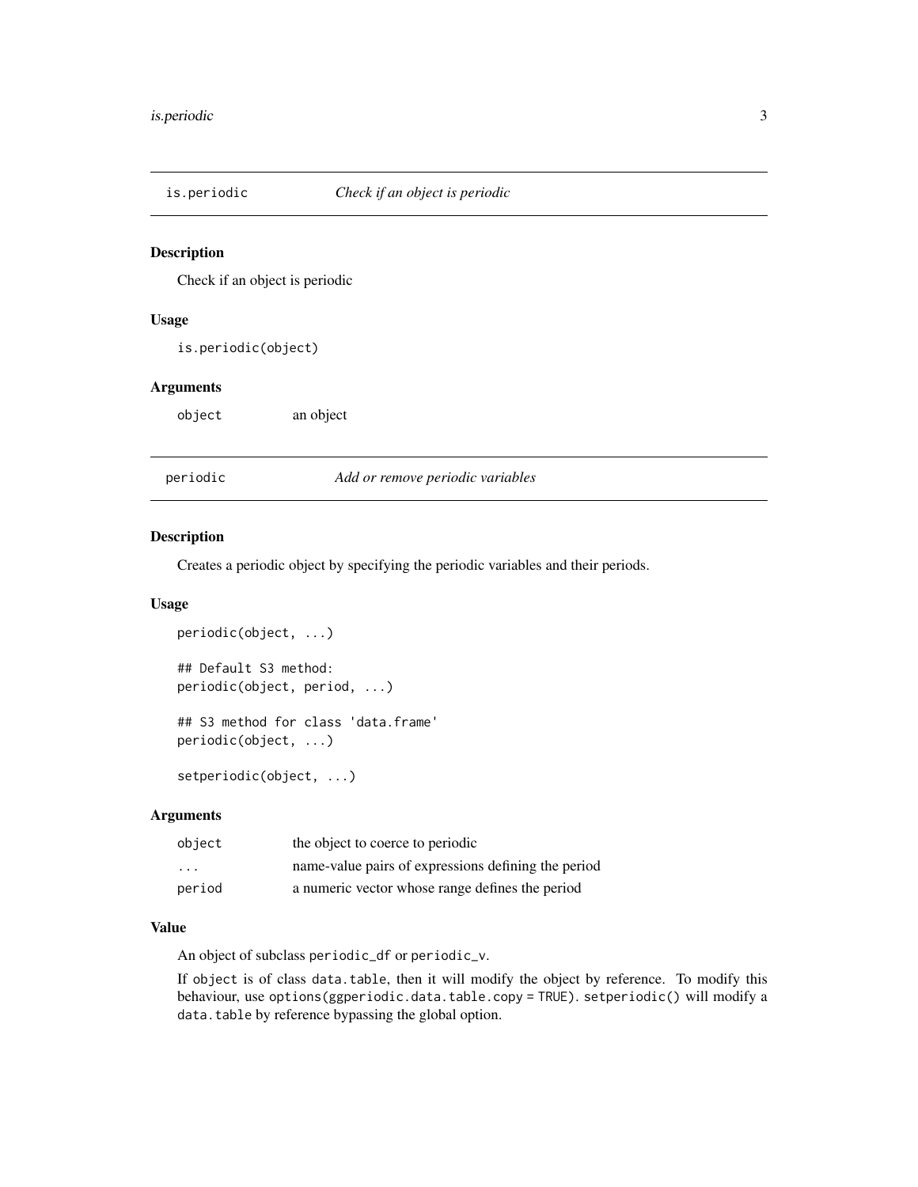## is.periodic — *Check if an object is periodic*

### Description

Check if an object is periodic

### Usage

```
is.periodic(object)
```

### Arguments

| | |
|---|---|
| object | an object |

## periodic — *Add or remove periodic variables*

### Description

Creates a periodic object by specifying the periodic variables and their periods.

### Usage

```
periodic(object, ...)

## Default S3 method:
periodic(object, period, ...)

## S3 method for class 'data.frame'
periodic(object, ...)

setperiodic(object, ...)
```

### Arguments

| | |
|---|---|
| object | the object to coerce to periodic |
| ... | name-value pairs of expressions defining the period |
| period | a numeric vector whose range defines the period |

### Value

An object of subclass `periodic_df` or `periodic_v`.

If `object` is of class `data.table`, then it will modify the object by reference. To modify this behaviour, use `options(ggperiodic.data.table.copy = TRUE)`. `setperiodic()` will modify a `data.table` by reference bypassing the global option.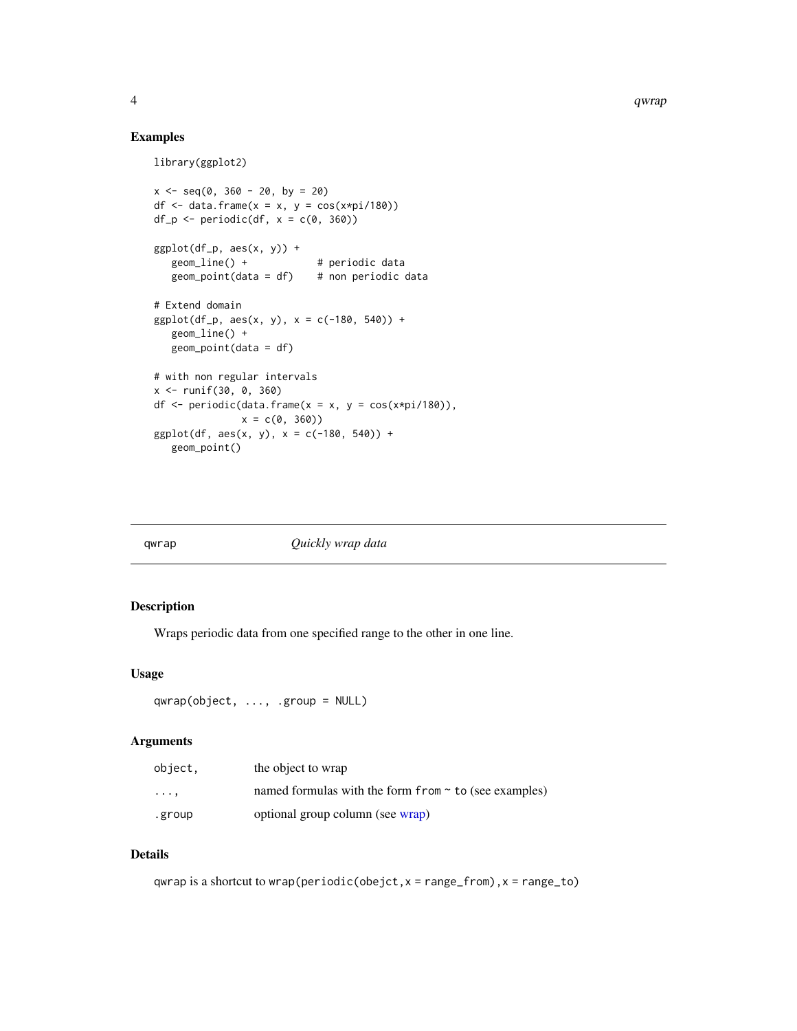### Examples

```
library(ggplot2)

x <- seq(0, 360 - 20, by = 20)
df <- data.frame(x = x, y = cos(x*pi/180))
df_p <- periodic(df, x = c(0, 360))

ggplot(df_p, aes(x, y)) +
   geom_line() +            # periodic data
   geom_point(data = df)    # non periodic data

# Extend domain
ggplot(df_p, aes(x, y), x = c(-180, 540)) +
   geom_line() +
   geom_point(data = df)

# with non regular intervals
x <- runif(30, 0, 360)
df <- periodic(data.frame(x = x, y = cos(x*pi/180)),
               x = c(0, 360))
ggplot(df, aes(x, y), x = c(-180, 540)) +
   geom_point()
```

---

## qwrap — *Quickly wrap data*

### Description

Wraps periodic data from one specified range to the other in one line.

### Usage

```
qwrap(object, ..., .group = NULL)
```

### Arguments

| | |
|---|---|
| `object,` | the object to wrap |
| `...,` | named formulas with the form `from ~ to` (see examples) |
| `.group` | optional group column (see wrap) |

### Details

`qwrap` is a shortcut to `wrap(periodic(obejct,x = range_from),x = range_to)`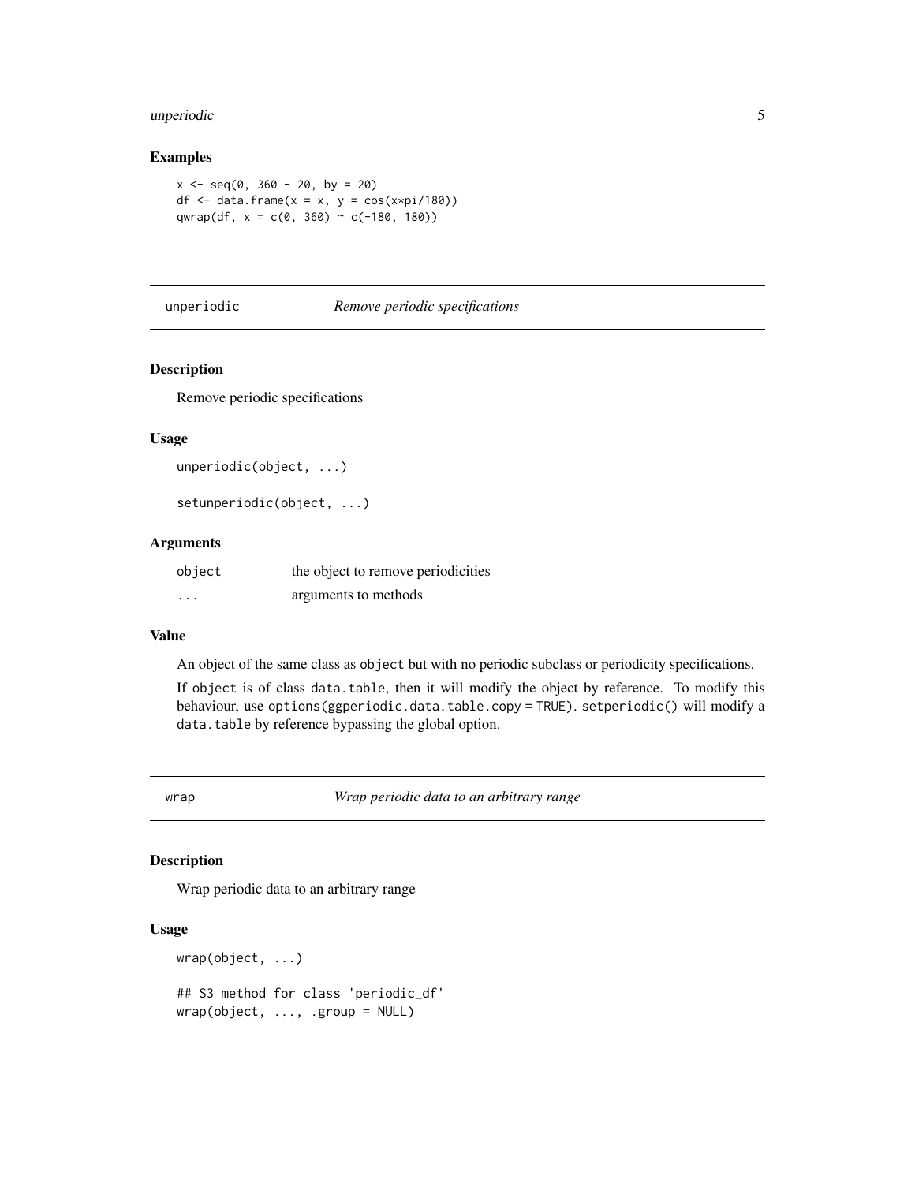## Examples

```
x <- seq(0, 360 - 20, by = 20)
df <- data.frame(x = x, y = cos(x*pi/180))
qwrap(df, x = c(0, 360) ~ c(-180, 180))
```

---

`unperiodic` *Remove periodic specifications*

---

### Description

Remove periodic specifications

### Usage

```
unperiodic(object, ...)

setunperiodic(object, ...)
```

### Arguments

| | |
|---|---|
| `object` | the object to remove periodicities |
| `...` | arguments to methods |

### Value

An object of the same class as `object` but with no periodic subclass or periodicity specifications.

If `object` is of class `data.table`, then it will modify the object by reference. To modify this behaviour, use `options(ggperiodic.data.table.copy = TRUE)`. `setperiodic()` will modify a `data.table` by reference bypassing the global option.

---

`wrap` *Wrap periodic data to an arbitrary range*

---

### Description

Wrap periodic data to an arbitrary range

### Usage

```
wrap(object, ...)

## S3 method for class 'periodic_df'
wrap(object, ..., .group = NULL)
```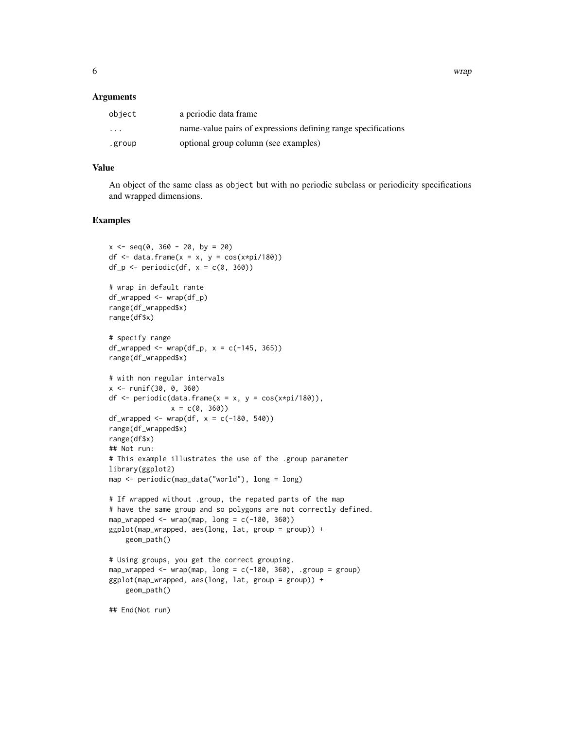### Arguments

| | |
|---|---|
| object | a periodic data frame |
| ... | name-value pairs of expressions defining range specifications |
| .group | optional group column (see examples) |

### Value

An object of the same class as `object` but with no periodic subclass or periodicity specifications and wrapped dimensions.

### Examples

```
x <- seq(0, 360 - 20, by = 20)
df <- data.frame(x = x, y = cos(x*pi/180))
df_p <- periodic(df, x = c(0, 360))

# wrap in default rante
df_wrapped <- wrap(df_p)
range(df_wrapped$x)
range(df$x)

# specify range
df_wrapped <- wrap(df_p, x = c(-145, 365))
range(df_wrapped$x)

# with non regular intervals
x <- runif(30, 0, 360)
df <- periodic(data.frame(x = x, y = cos(x*pi/180)),
               x = c(0, 360))
df_wrapped <- wrap(df, x = c(-180, 540))
range(df_wrapped$x)
range(df$x)
## Not run:
# This example illustrates the use of the .group parameter
library(ggplot2)
map <- periodic(map_data("world"), long = long)

# If wrapped without .group, the repated parts of the map
# have the same group and so polygons are not correctly defined.
map_wrapped <- wrap(map, long = c(-180, 360))
ggplot(map_wrapped, aes(long, lat, group = group)) +
    geom_path()

# Using groups, you get the correct grouping.
map_wrapped <- wrap(map, long = c(-180, 360), .group = group)
ggplot(map_wrapped, aes(long, lat, group = group)) +
    geom_path()

## End(Not run)
```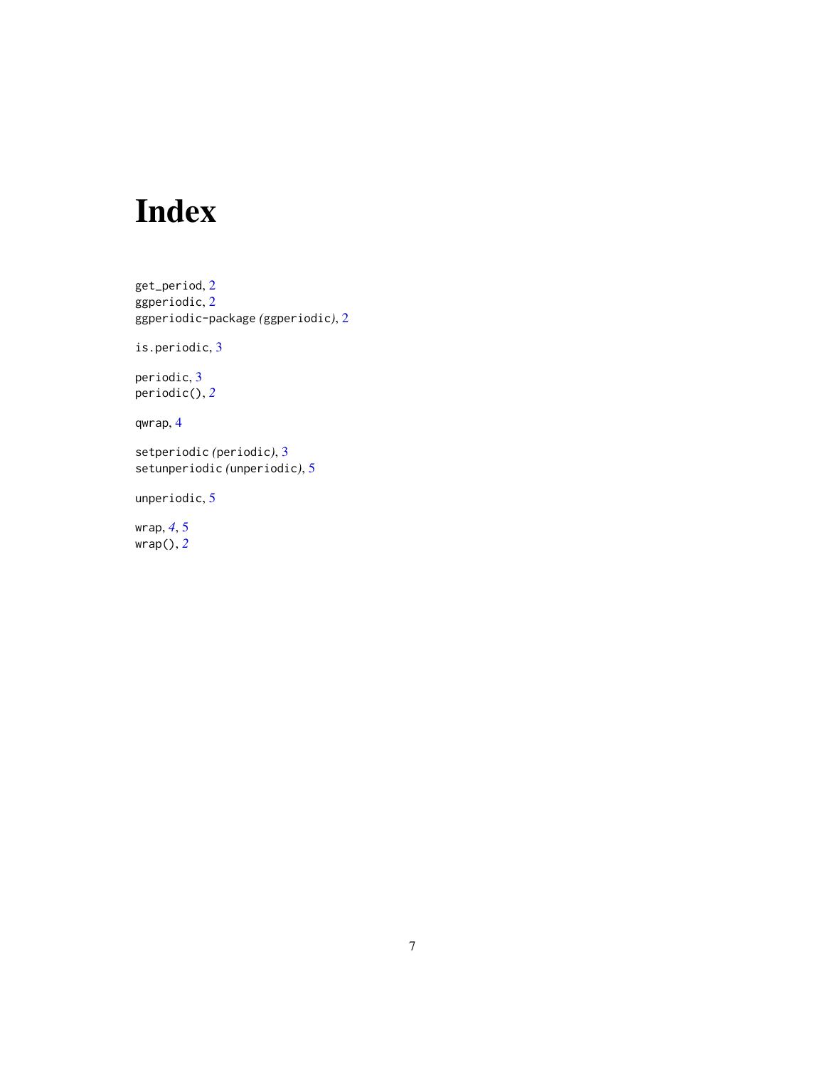# Index

get_period, 2
ggperiodic, 2
ggperiodic-package (ggperiodic), 2

is.periodic, 3

periodic, 3
periodic(), *2*

qwrap, 4

setperiodic (periodic), 3
setunperiodic (unperiodic), 5

unperiodic, 5

wrap, *4*, 5
wrap(), *2*